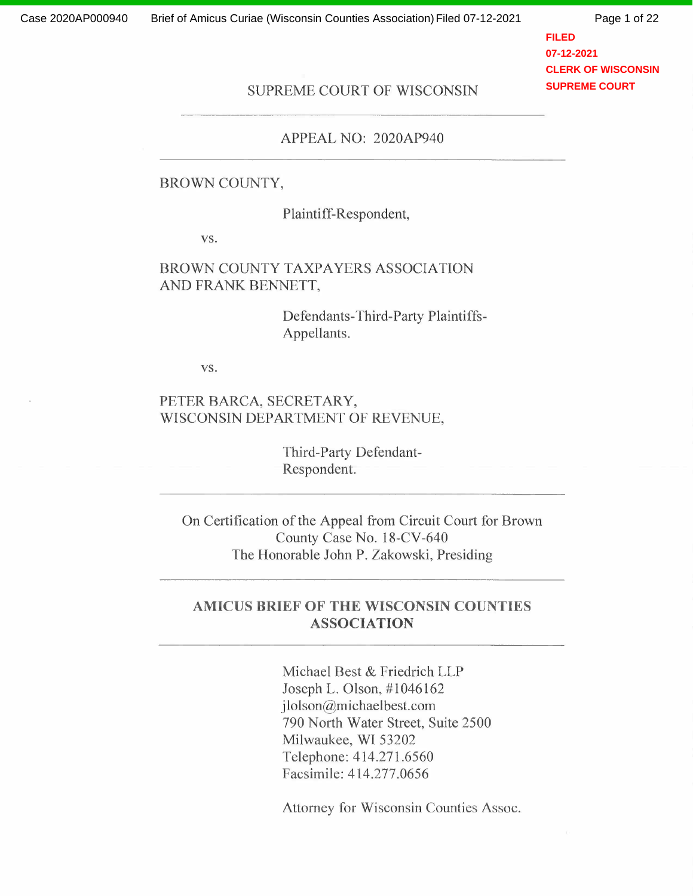FILED
07-12-2021
CLERK OF WISCONSIN
SUPREME COURT

SUPREME COURT OF WISCONSIN

---

APPEAL NO: 2020AP940

---

BROWN COUNTY,

Plaintiff-Respondent,

vs.

BROWN COUNTY TAXPAYERS ASSOCIATION AND FRANK BENNETT,

Defendants-Third-Party Plaintiffs-Appellants.

vs.

PETER BARCA, SECRETARY, WISCONSIN DEPARTMENT OF REVENUE,

Third-Party Defendant-Respondent.

---

On Certification of the Appeal from Circuit Court for Brown County Case No. 18-CV-640
The Honorable John P. Zakowski, Presiding

---

**AMICUS BRIEF OF THE WISCONSIN COUNTIES ASSOCIATION**

---

Michael Best & Friedrich LLP
Joseph L. Olson, #1046162
jlolson@michaelbest.com
790 North Water Street, Suite 2500
Milwaukee, WI 53202
Telephone: 414.271.6560
Facsimile: 414.277.0656

Attorney for Wisconsin Counties Assoc.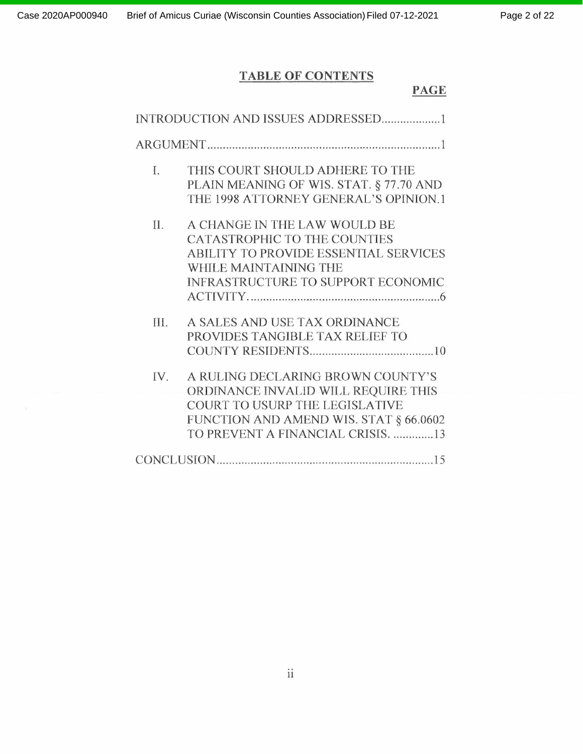# TABLE OF CONTENTS

**PAGE**

INTRODUCTION AND ISSUES ADDRESSED...................1

ARGUMENT...........................................................................1

I. THIS COURT SHOULD ADHERE TO THE PLAIN MEANING OF WIS. STAT. § 77.70 AND THE 1998 ATTORNEY GENERAL'S OPINION.1

II. A CHANGE IN THE LAW WOULD BE CATASTROPHIC TO THE COUNTIES ABILITY TO PROVIDE ESSENTIAL SERVICES WHILE MAINTAINING THE INFRASTRUCTURE TO SUPPORT ECONOMIC ACTIVITY. ............................................................6

III. A SALES AND USE TAX ORDINANCE PROVIDES TANGIBLE TAX RELIEF TO COUNTY RESIDENTS.......................................10

IV. A RULING DECLARING BROWN COUNTY'S ORDINANCE INVALID WILL REQUIRE THIS COURT TO USURP THE LEGISLATIVE FUNCTION AND AMEND WIS. STAT § 66.0602 TO PREVENT A FINANCIAL CRISIS. .............13

CONCLUSION......................................................................15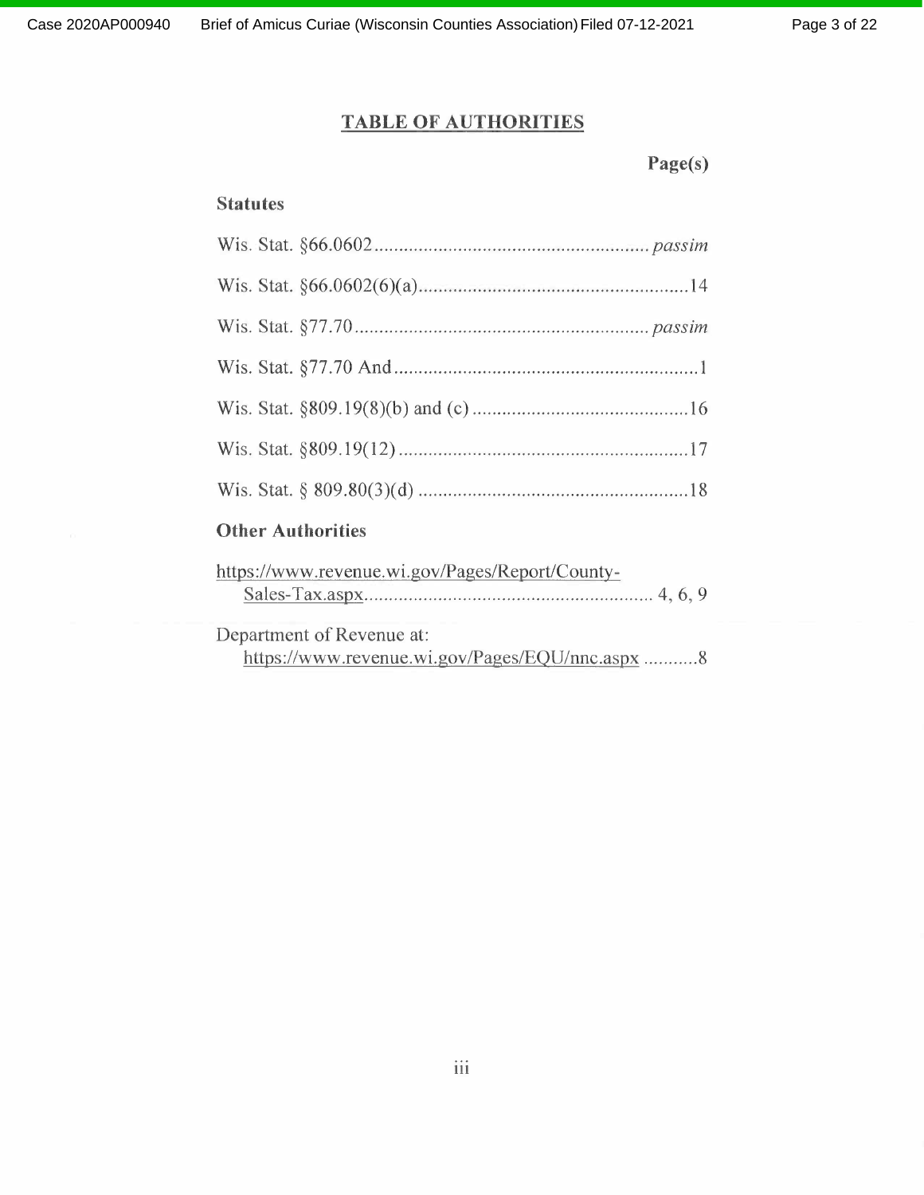# TABLE OF AUTHORITIES

**Page(s)**

## Statutes

Wis. Stat. §66.0602 ........................................................ *passim*

Wis. Stat. §66.0602(6)(a) ........................................................ 14

Wis. Stat. §77.70 ........................................................ *passim*

Wis. Stat. §77.70 And ........................................................ 1

Wis. Stat. §809.19(8)(b) and (c) ........................................................ 16

Wis. Stat. §809.19(12) ........................................................ 17

Wis. Stat. § 809.80(3)(d) ........................................................ 18

## Other Authorities

https://www.revenue.wi.gov/Pages/Report/County-Sales-Tax.aspx ........................................................ 4, 6, 9

Department of Revenue at: https://www.revenue.wi.gov/Pages/EQU/nnc.aspx ........... 8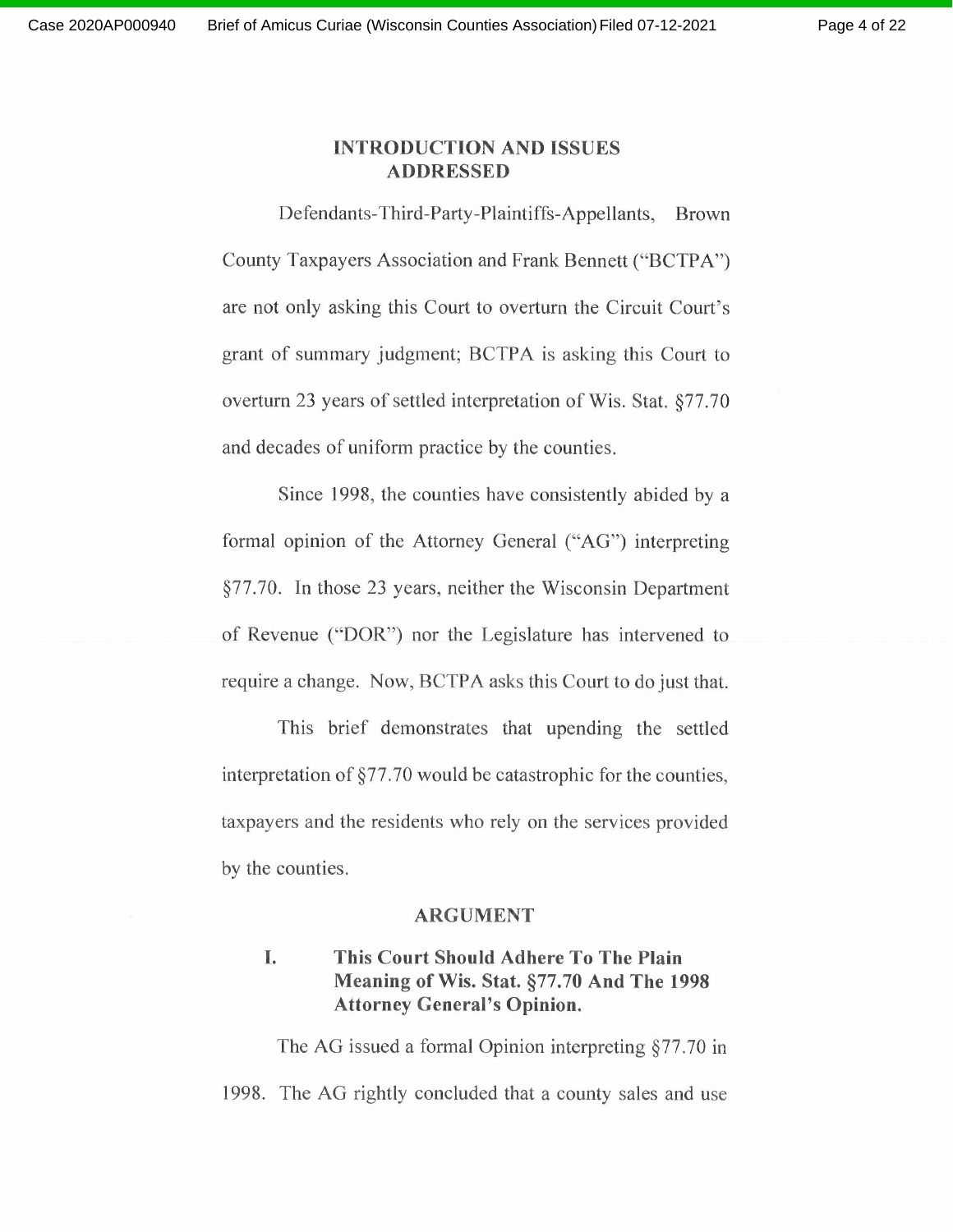## INTRODUCTION AND ISSUES ADDRESSED

Defendants-Third-Party-Plaintiffs-Appellants, Brown County Taxpayers Association and Frank Bennett ("BCTPA") are not only asking this Court to overturn the Circuit Court's grant of summary judgment; BCTPA is asking this Court to overturn 23 years of settled interpretation of Wis. Stat. §77.70 and decades of uniform practice by the counties.

Since 1998, the counties have consistently abided by a formal opinion of the Attorney General ("AG") interpreting §77.70. In those 23 years, neither the Wisconsin Department of Revenue ("DOR") nor the Legislature has intervened to require a change. Now, BCTPA asks this Court to do just that.

This brief demonstrates that upending the settled interpretation of §77.70 would be catastrophic for the counties, taxpayers and the residents who rely on the services provided by the counties.

## ARGUMENT

### I. This Court Should Adhere To The Plain Meaning of Wis. Stat. §77.70 And The 1998 Attorney General's Opinion.

The AG issued a formal Opinion interpreting §77.70 in 1998. The AG rightly concluded that a county sales and use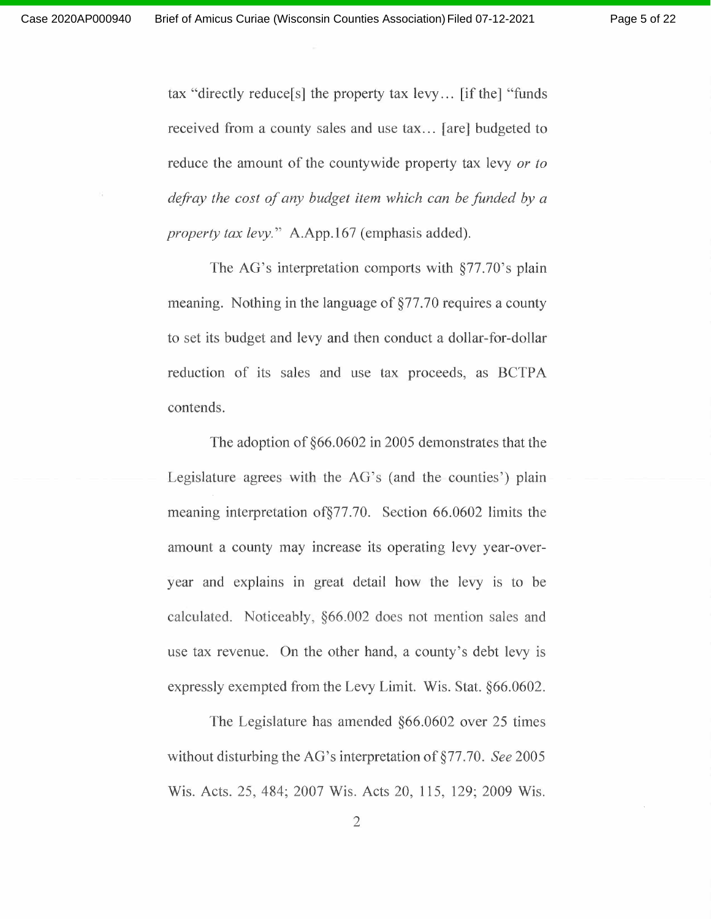tax "directly reduce[s] the property tax levy… [if the] "funds received from a county sales and use tax… [are] budgeted to reduce the amount of the countywide property tax levy *or to defray the cost of any budget item which can be funded by a property tax levy.*" A.App.167 (emphasis added).

The AG's interpretation comports with §77.70's plain meaning. Nothing in the language of §77.70 requires a county to set its budget and levy and then conduct a dollar-for-dollar reduction of its sales and use tax proceeds, as BCTPA contends.

The adoption of §66.0602 in 2005 demonstrates that the Legislature agrees with the AG's (and the counties') plain meaning interpretation of§77.70. Section 66.0602 limits the amount a county may increase its operating levy year-over-year and explains in great detail how the levy is to be calculated. Noticeably, §66.002 does not mention sales and use tax revenue. On the other hand, a county's debt levy is expressly exempted from the Levy Limit. Wis. Stat. §66.0602.

The Legislature has amended §66.0602 over 25 times without disturbing the AG's interpretation of §77.70. *See* 2005 Wis. Acts. 25, 484; 2007 Wis. Acts 20, 115, 129; 2009 Wis.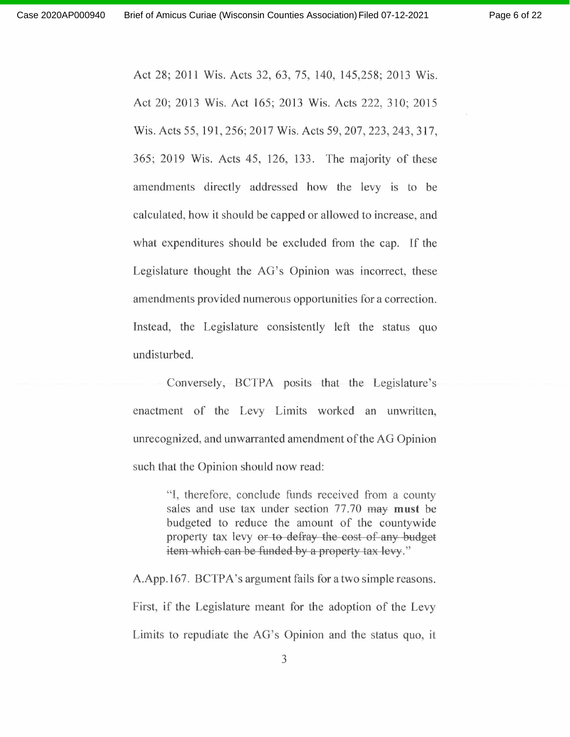Act 28; 2011 Wis. Acts 32, 63, 75, 140, 145,258; 2013 Wis. Act 20; 2013 Wis. Act 165; 2013 Wis. Acts 222, 310; 2015 Wis. Acts 55, 191, 256; 2017 Wis. Acts 59, 207, 223, 243, 317, 365; 2019 Wis. Acts 45, 126, 133. The majority of these amendments directly addressed how the levy is to be calculated, how it should be capped or allowed to increase, and what expenditures should be excluded from the cap. If the Legislature thought the AG's Opinion was incorrect, these amendments provided numerous opportunities for a correction. Instead, the Legislature consistently left the status quo undisturbed.

Conversely, BCTPA posits that the Legislature's enactment of the Levy Limits worked an unwritten, unrecognized, and unwarranted amendment of the AG Opinion such that the Opinion should now read:

> "I, therefore, conclude funds received from a county sales and use tax under section 77.70 ~~may~~ **must** be budgeted to reduce the amount of the countywide property tax levy ~~or to defray the cost of any budget item which can be funded by a property tax levy~~."

A.App.167. BCTPA's argument fails for a two simple reasons. First, if the Legislature meant for the adoption of the Levy Limits to repudiate the AG's Opinion and the status quo, it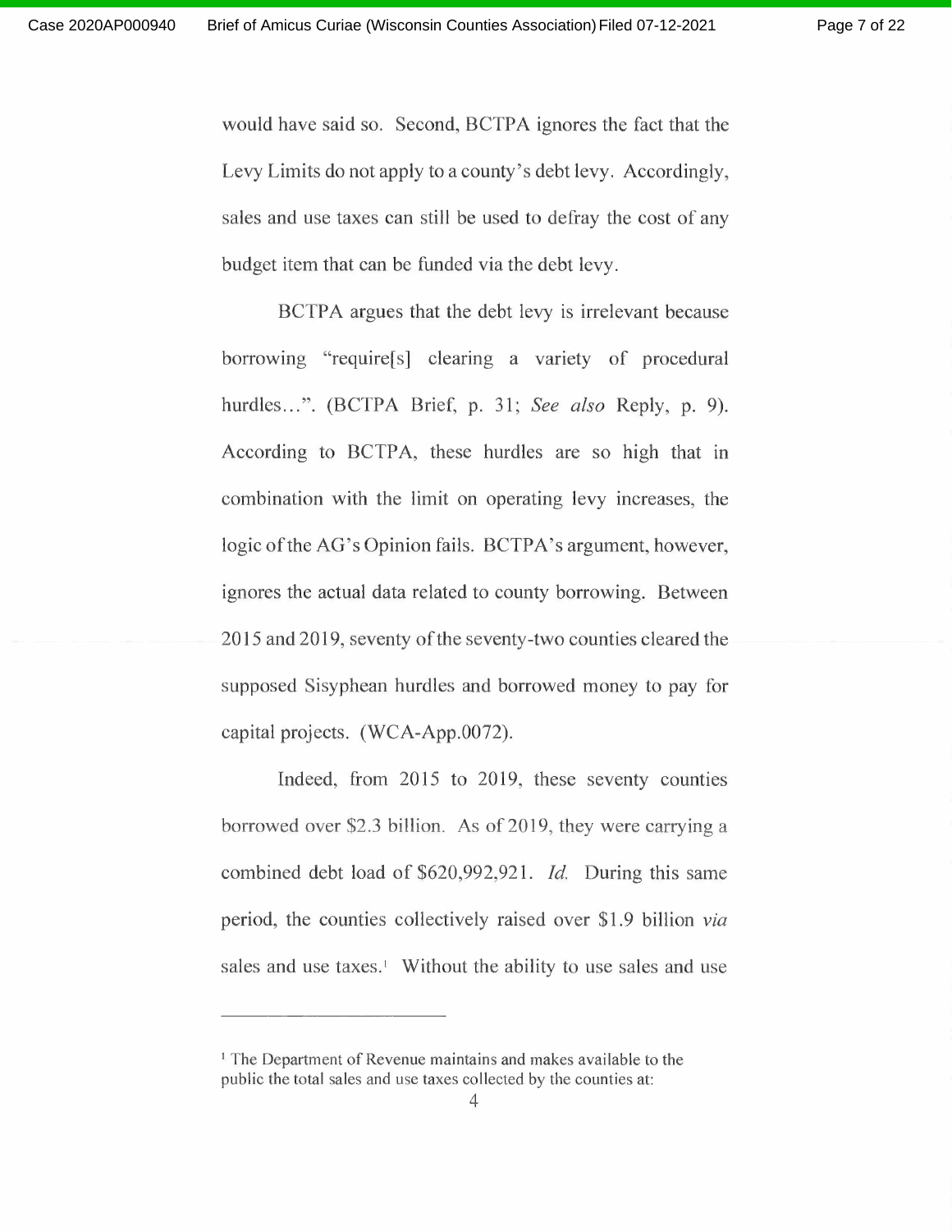would have said so. Second, BCTPA ignores the fact that the Levy Limits do not apply to a county's debt levy. Accordingly, sales and use taxes can still be used to defray the cost of any budget item that can be funded via the debt levy.

BCTPA argues that the debt levy is irrelevant because borrowing "require[s] clearing a variety of procedural hurdles…". (BCTPA Brief, p. 31; *See also* Reply, p. 9). According to BCTPA, these hurdles are so high that in combination with the limit on operating levy increases, the logic of the AG's Opinion fails. BCTPA's argument, however, ignores the actual data related to county borrowing. Between 2015 and 2019, seventy of the seventy-two counties cleared the supposed Sisyphean hurdles and borrowed money to pay for capital projects. (WCA-App.0072).

Indeed, from 2015 to 2019, these seventy counties borrowed over $2.3 billion. As of 2019, they were carrying a combined debt load of $620,992,921. *Id.* During this same period, the counties collectively raised over $1.9 billion *via* sales and use taxes.[1] Without the ability to use sales and use

---

[1] The Department of Revenue maintains and makes available to the public the total sales and use taxes collected by the counties at: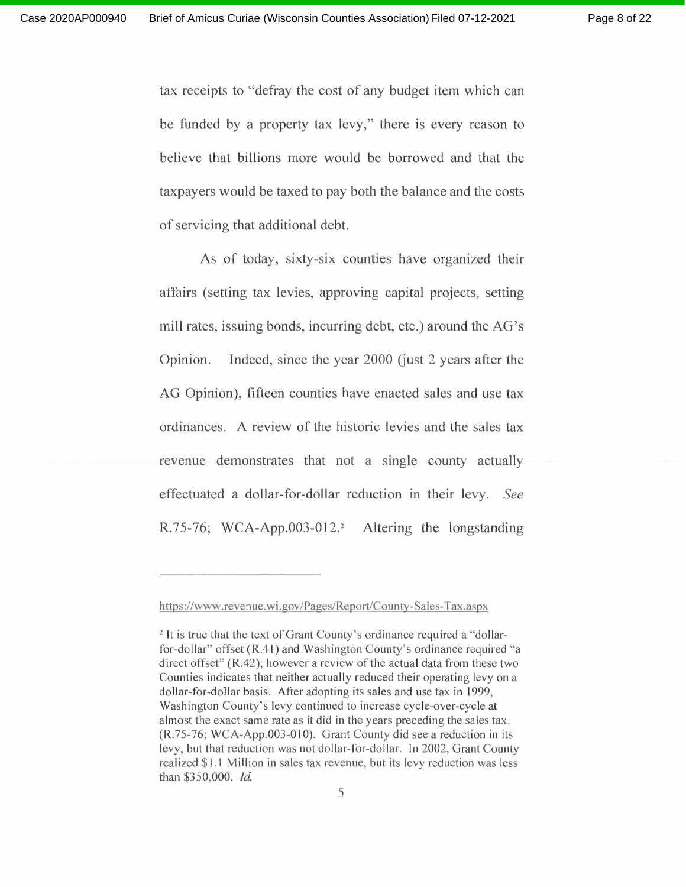tax receipts to "defray the cost of any budget item which can be funded by a property tax levy," there is every reason to believe that billions more would be borrowed and that the taxpayers would be taxed to pay both the balance and the costs of servicing that additional debt.

As of today, sixty-six counties have organized their affairs (setting tax levies, approving capital projects, setting mill rates, issuing bonds, incurring debt, etc.) around the AG's Opinion. Indeed, since the year 2000 (just 2 years after the AG Opinion), fifteen counties have enacted sales and use tax ordinances. A review of the historic levies and the sales tax revenue demonstrates that not a single county actually effectuated a dollar-for-dollar reduction in their levy. *See* R.75-76; WCA-App.003-012.[2] Altering the longstanding

---

https://www.revenue.wi.gov/Pages/Report/County-Sales-Tax.aspx

[2] It is true that the text of Grant County's ordinance required a "dollar-for-dollar" offset (R.41) and Washington County's ordinance required "a direct offset" (R.42); however a review of the actual data from these two Counties indicates that neither actually reduced their operating levy on a dollar-for-dollar basis. After adopting its sales and use tax in 1999, Washington County's levy continued to increase cycle-over-cycle at almost the exact same rate as it did in the years preceding the sales tax. (R.75-76; WCA-App.003-010). Grant County did see a reduction in its levy, but that reduction was not dollar-for-dollar. In 2002, Grant County realized $1.1 Million in sales tax revenue, but its levy reduction was less than $350,000. *Id.*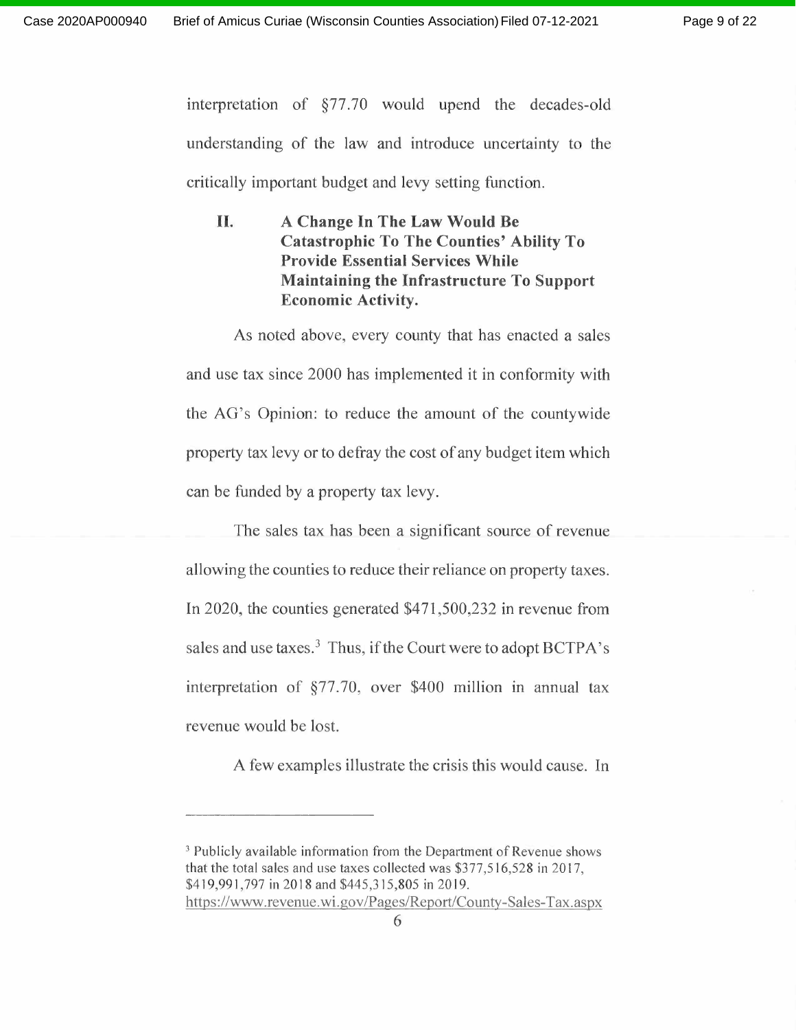interpretation of §77.70 would upend the decades-old understanding of the law and introduce uncertainty to the critically important budget and levy setting function.

## II. A Change In The Law Would Be Catastrophic To The Counties' Ability To Provide Essential Services While Maintaining the Infrastructure To Support Economic Activity.

As noted above, every county that has enacted a sales and use tax since 2000 has implemented it in conformity with the AG's Opinion: to reduce the amount of the countywide property tax levy or to defray the cost of any budget item which can be funded by a property tax levy.

The sales tax has been a significant source of revenue allowing the counties to reduce their reliance on property taxes. In 2020, the counties generated $471,500,232 in revenue from sales and use taxes.[3] Thus, if the Court were to adopt BCTPA's interpretation of §77.70, over $400 million in annual tax revenue would be lost.

A few examples illustrate the crisis this would cause. In

---

[3] Publicly available information from the Department of Revenue shows that the total sales and use taxes collected was $377,516,528 in 2017, $419,991,797 in 2018 and $445,315,805 in 2019. https://www.revenue.wi.gov/Pages/Report/County-Sales-Tax.aspx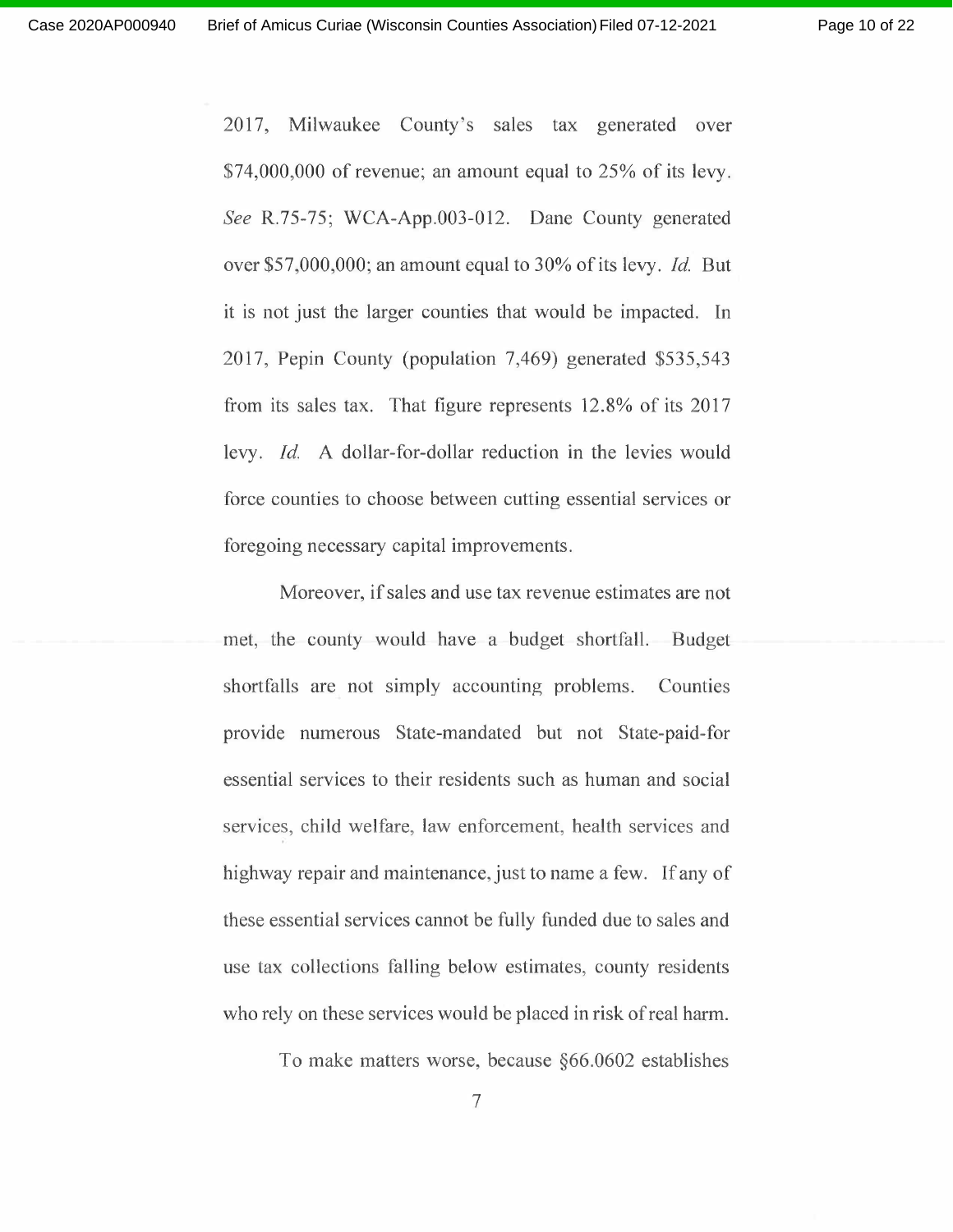2017, Milwaukee County's sales tax generated over $74,000,000 of revenue; an amount equal to 25% of its levy. *See* R.75-75; WCA-App.003-012. Dane County generated over $57,000,000; an amount equal to 30% of its levy. *Id.* But it is not just the larger counties that would be impacted. In 2017, Pepin County (population 7,469) generated $535,543 from its sales tax. That figure represents 12.8% of its 2017 levy. *Id.* A dollar-for-dollar reduction in the levies would force counties to choose between cutting essential services or foregoing necessary capital improvements.

Moreover, if sales and use tax revenue estimates are not met, the county would have a budget shortfall. Budget shortfalls are not simply accounting problems. Counties provide numerous State-mandated but not State-paid-for essential services to their residents such as human and social services, child welfare, law enforcement, health services and highway repair and maintenance, just to name a few. If any of these essential services cannot be fully funded due to sales and use tax collections falling below estimates, county residents who rely on these services would be placed in risk of real harm.

To make matters worse, because §66.0602 establishes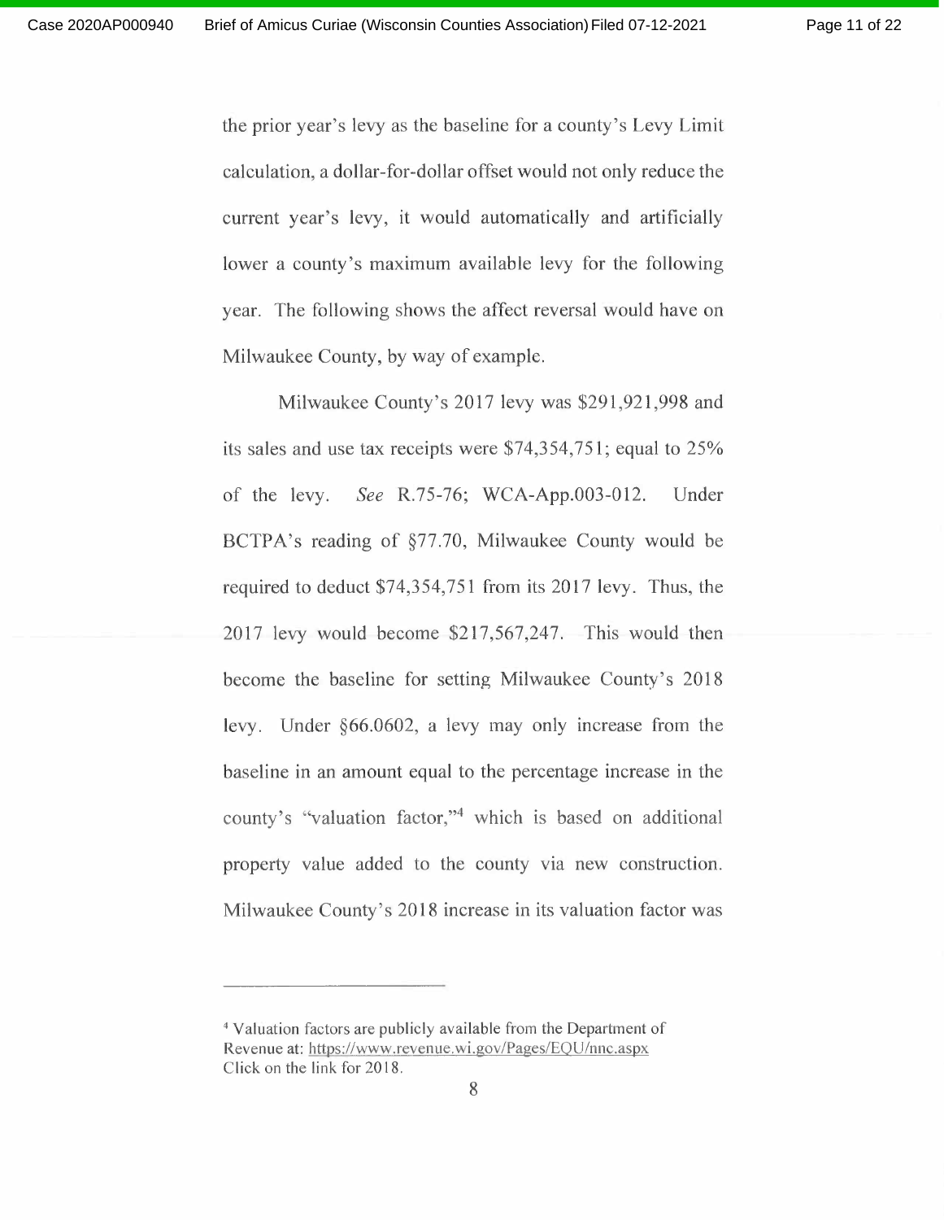the prior year's levy as the baseline for a county's Levy Limit calculation, a dollar-for-dollar offset would not only reduce the current year's levy, it would automatically and artificially lower a county's maximum available levy for the following year. The following shows the affect reversal would have on Milwaukee County, by way of example.

Milwaukee County's 2017 levy was $291,921,998 and its sales and use tax receipts were $74,354,751; equal to 25% of the levy. *See* R.75-76; WCA-App.003-012. Under BCTPA's reading of §77.70, Milwaukee County would be required to deduct $74,354,751 from its 2017 levy. Thus, the 2017 levy would become $217,567,247. This would then become the baseline for setting Milwaukee County's 2018 levy. Under §66.0602, a levy may only increase from the baseline in an amount equal to the percentage increase in the county's "valuation factor,"[4] which is based on additional property value added to the county via new construction. Milwaukee County's 2018 increase in its valuation factor was

---

[4] Valuation factors are publicly available from the Department of Revenue at: https://www.revenue.wi.gov/Pages/EQU/nnc.aspx Click on the link for 2018.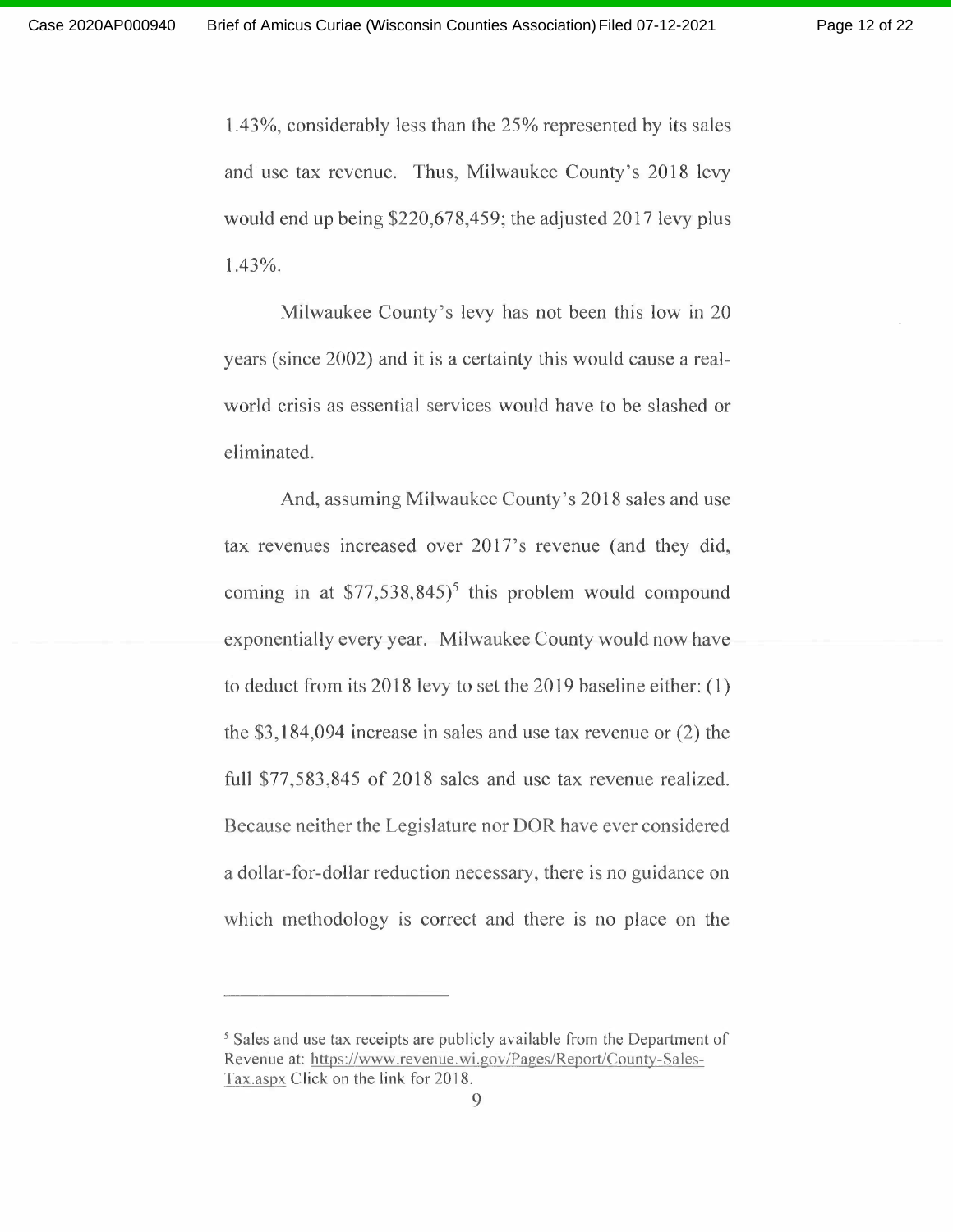1.43%, considerably less than the 25% represented by its sales and use tax revenue. Thus, Milwaukee County's 2018 levy would end up being $220,678,459; the adjusted 2017 levy plus 1.43%.

Milwaukee County's levy has not been this low in 20 years (since 2002) and it is a certainty this would cause a real-world crisis as essential services would have to be slashed or eliminated.

And, assuming Milwaukee County's 2018 sales and use tax revenues increased over 2017's revenue (and they did, coming in at $77,538,845)[5] this problem would compound exponentially every year. Milwaukee County would now have to deduct from its 2018 levy to set the 2019 baseline either: (1) the $3,184,094 increase in sales and use tax revenue or (2) the full $77,583,845 of 2018 sales and use tax revenue realized. Because neither the Legislature nor DOR have ever considered a dollar-for-dollar reduction necessary, there is no guidance on which methodology is correct and there is no place on the

---

[5] Sales and use tax receipts are publicly available from the Department of Revenue at: https://www.revenue.wi.gov/Pages/Report/County-Sales-Tax.aspx Click on the link for 2018.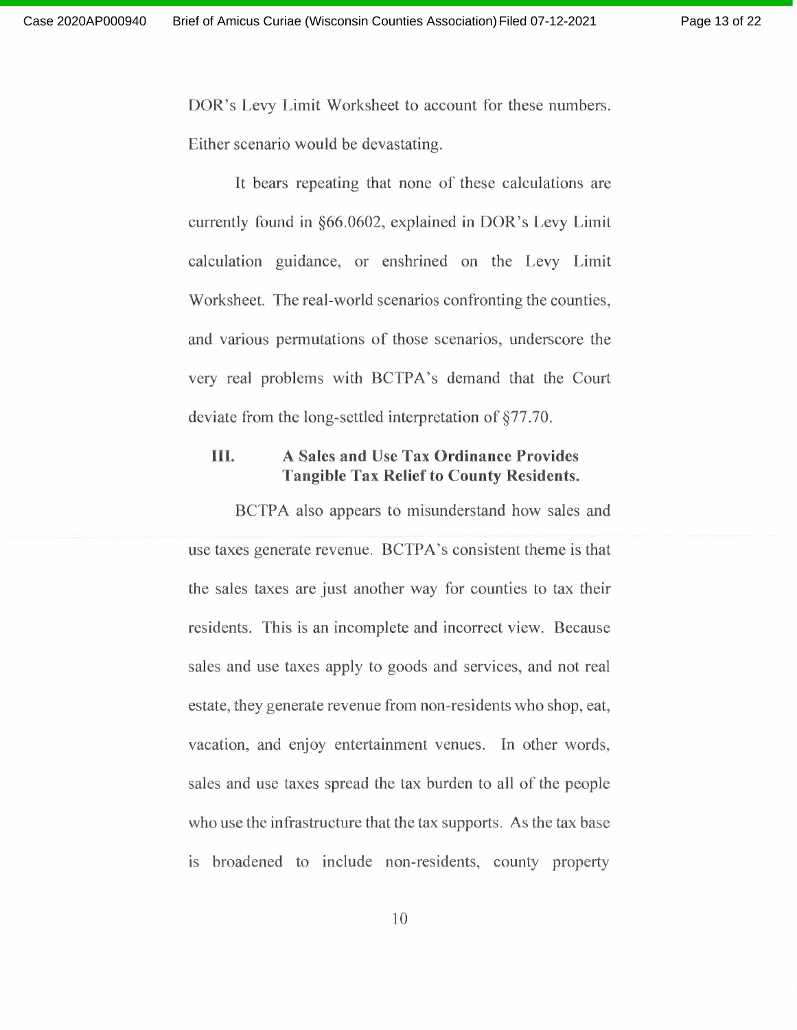DOR's Levy Limit Worksheet to account for these numbers. Either scenario would be devastating.

It bears repeating that none of these calculations are currently found in §66.0602, explained in DOR's Levy Limit calculation guidance, or enshrined on the Levy Limit Worksheet. The real-world scenarios confronting the counties, and various permutations of those scenarios, underscore the very real problems with BCTPA's demand that the Court deviate from the long-settled interpretation of §77.70.

## III. A Sales and Use Tax Ordinance Provides Tangible Tax Relief to County Residents.

BCTPA also appears to misunderstand how sales and use taxes generate revenue. BCTPA's consistent theme is that the sales taxes are just another way for counties to tax their residents. This is an incomplete and incorrect view. Because sales and use taxes apply to goods and services, and not real estate, they generate revenue from non-residents who shop, eat, vacation, and enjoy entertainment venues. In other words, sales and use taxes spread the tax burden to all of the people who use the infrastructure that the tax supports. As the tax base is broadened to include non-residents, county property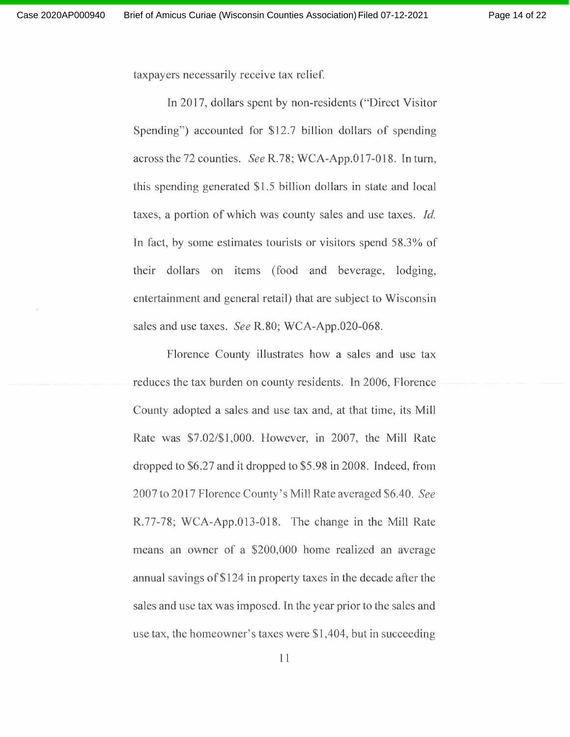taxpayers necessarily receive tax relief.

In 2017, dollars spent by non-residents ("Direct Visitor Spending") accounted for $12.7 billion dollars of spending across the 72 counties. *See* R.78; WCA-App.017-018. In turn, this spending generated $1.5 billion dollars in state and local taxes, a portion of which was county sales and use taxes. *Id.* In fact, by some estimates tourists or visitors spend 58.3% of their dollars on items (food and beverage, lodging, entertainment and general retail) that are subject to Wisconsin sales and use taxes. *See* R.80; WCA-App.020-068.

Florence County illustrates how a sales and use tax reduces the tax burden on county residents. In 2006, Florence County adopted a sales and use tax and, at that time, its Mill Rate was $7.02/$1,000. However, in 2007, the Mill Rate dropped to $6.27 and it dropped to $5.98 in 2008. Indeed, from 2007 to 2017 Florence County's Mill Rate averaged $6.40. *See* R.77-78; WCA-App.013-018. The change in the Mill Rate means an owner of a $200,000 home realized an average annual savings of $124 in property taxes in the decade after the sales and use tax was imposed. In the year prior to the sales and use tax, the homeowner's taxes were $1,404, but in succeeding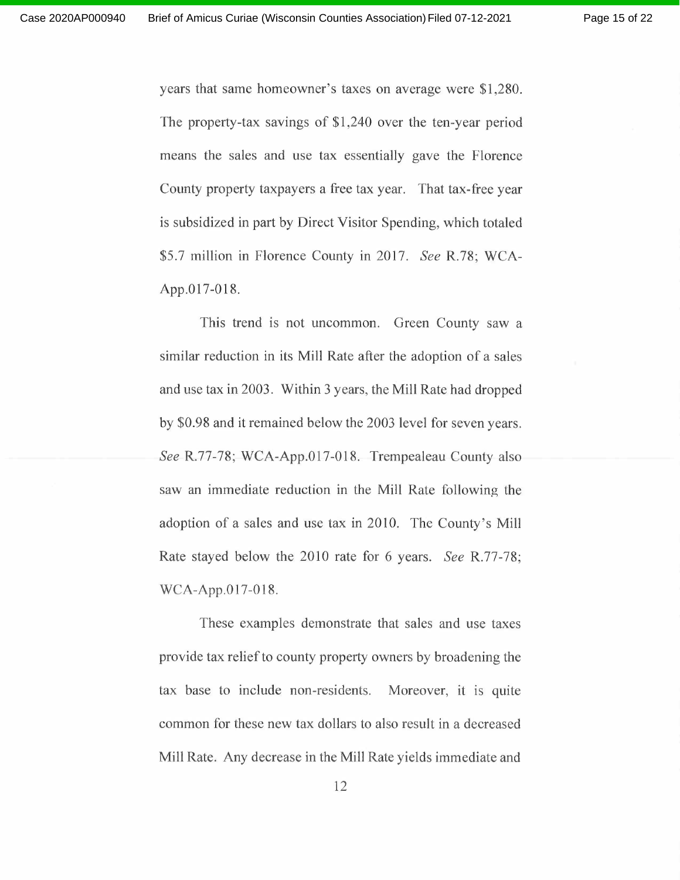years that same homeowner's taxes on average were $1,280. The property-tax savings of $1,240 over the ten-year period means the sales and use tax essentially gave the Florence County property taxpayers a free tax year. That tax-free year is subsidized in part by Direct Visitor Spending, which totaled $5.7 million in Florence County in 2017. *See* R.78; WCA-App.017-018.

This trend is not uncommon. Green County saw a similar reduction in its Mill Rate after the adoption of a sales and use tax in 2003. Within 3 years, the Mill Rate had dropped by $0.98 and it remained below the 2003 level for seven years. *See* R.77-78; WCA-App.017-018. Trempealeau County also saw an immediate reduction in the Mill Rate following the adoption of a sales and use tax in 2010. The County's Mill Rate stayed below the 2010 rate for 6 years. *See* R.77-78; WCA-App.017-018.

These examples demonstrate that sales and use taxes provide tax relief to county property owners by broadening the tax base to include non-residents. Moreover, it is quite common for these new tax dollars to also result in a decreased Mill Rate. Any decrease in the Mill Rate yields immediate and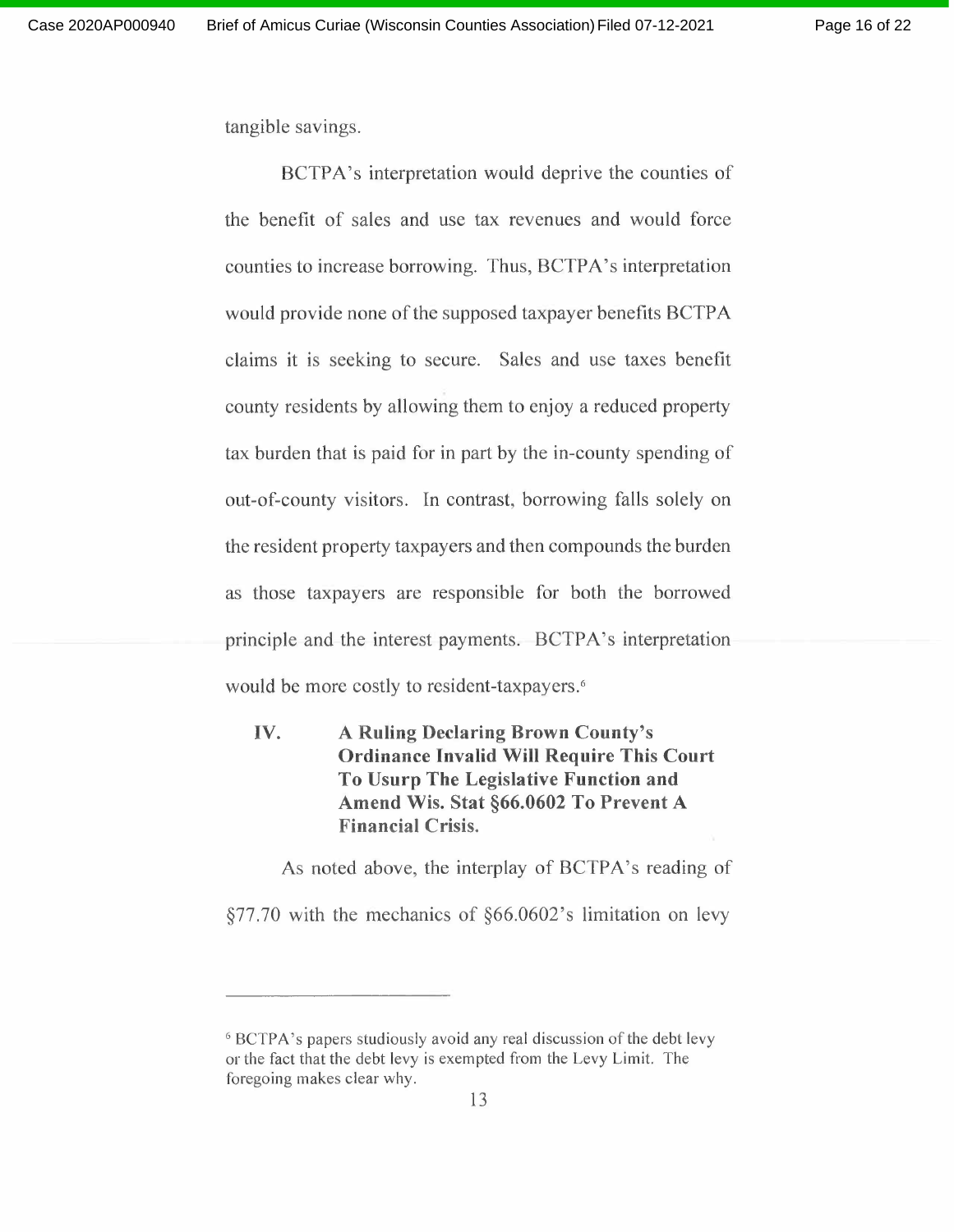tangible savings.

BCTPA's interpretation would deprive the counties of the benefit of sales and use tax revenues and would force counties to increase borrowing. Thus, BCTPA's interpretation would provide none of the supposed taxpayer benefits BCTPA claims it is seeking to secure. Sales and use taxes benefit county residents by allowing them to enjoy a reduced property tax burden that is paid for in part by the in-county spending of out-of-county visitors. In contrast, borrowing falls solely on the resident property taxpayers and then compounds the burden as those taxpayers are responsible for both the borrowed principle and the interest payments. BCTPA's interpretation would be more costly to resident-taxpayers.[6]

## IV. A Ruling Declaring Brown County's Ordinance Invalid Will Require This Court To Usurp The Legislative Function and Amend Wis. Stat §66.0602 To Prevent A Financial Crisis.

As noted above, the interplay of BCTPA's reading of §77.70 with the mechanics of §66.0602's limitation on levy

---

[6] BCTPA's papers studiously avoid any real discussion of the debt levy or the fact that the debt levy is exempted from the Levy Limit. The foregoing makes clear why.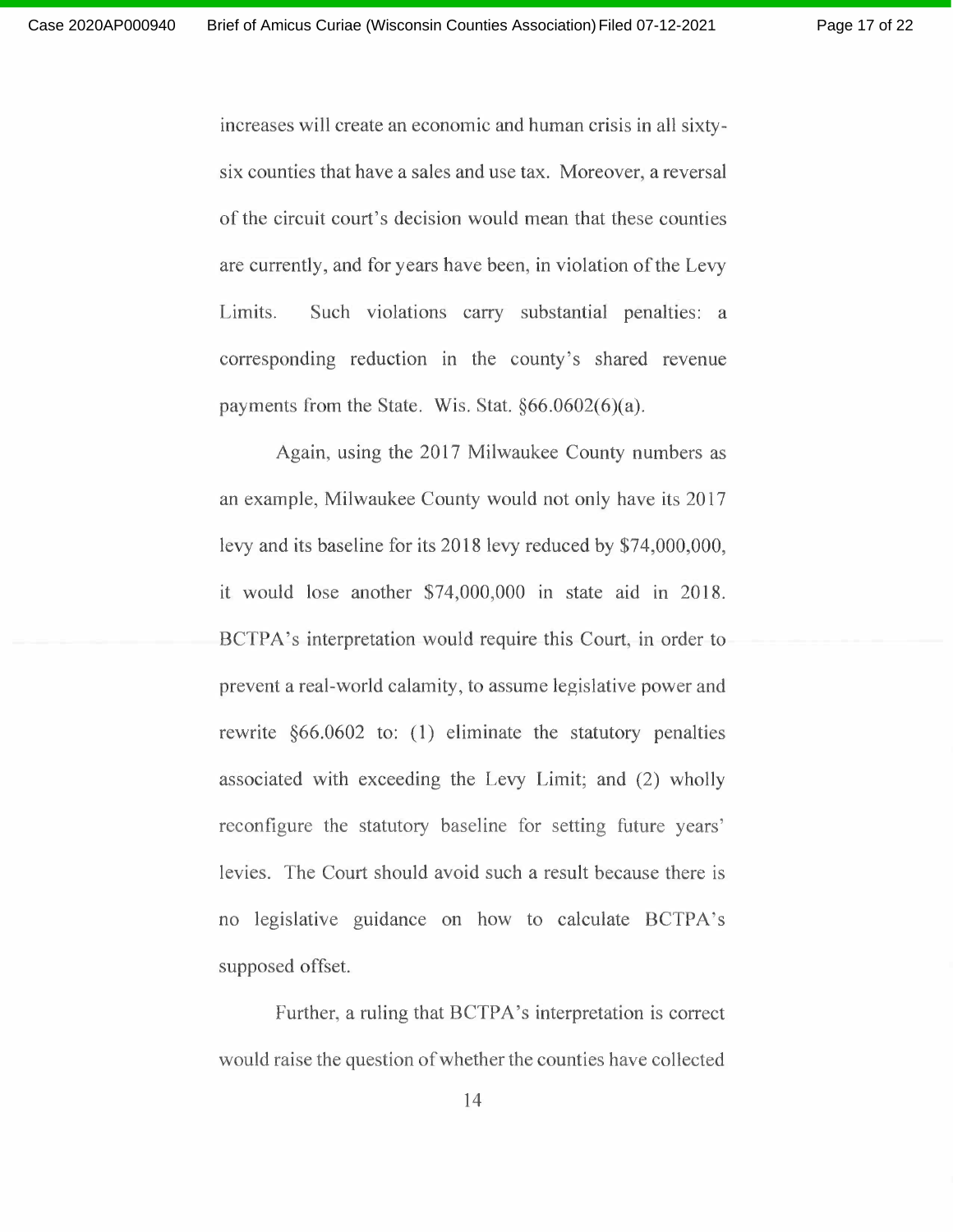increases will create an economic and human crisis in all sixty-six counties that have a sales and use tax. Moreover, a reversal of the circuit court's decision would mean that these counties are currently, and for years have been, in violation of the Levy Limits. Such violations carry substantial penalties: a corresponding reduction in the county's shared revenue payments from the State. Wis. Stat. §66.0602(6)(a).

Again, using the 2017 Milwaukee County numbers as an example, Milwaukee County would not only have its 2017 levy and its baseline for its 2018 levy reduced by $74,000,000, it would lose another $74,000,000 in state aid in 2018. BCTPA's interpretation would require this Court, in order to prevent a real-world calamity, to assume legislative power and rewrite §66.0602 to: (1) eliminate the statutory penalties associated with exceeding the Levy Limit; and (2) wholly reconfigure the statutory baseline for setting future years' levies. The Court should avoid such a result because there is no legislative guidance on how to calculate BCTPA's supposed offset.

Further, a ruling that BCTPA's interpretation is correct would raise the question of whether the counties have collected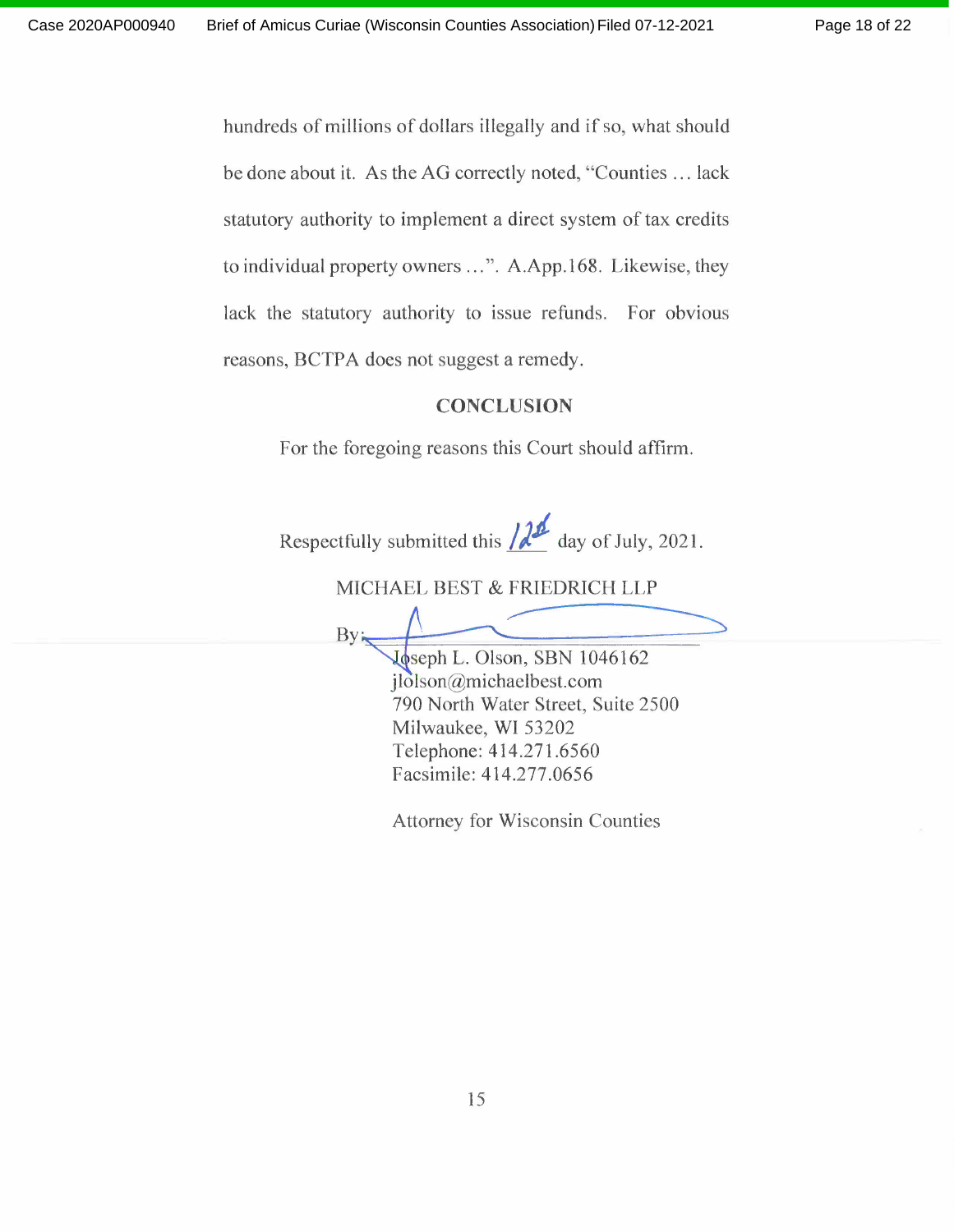hundreds of millions of dollars illegally and if so, what should be done about it. As the AG correctly noted, "Counties … lack statutory authority to implement a direct system of tax credits to individual property owners …". A.App.168. Likewise, they lack the statutory authority to issue refunds. For obvious reasons, BCTPA does not suggest a remedy.

## CONCLUSION

For the foregoing reasons this Court should affirm.

Respectfully submitted this 12th day of July, 2021.

MICHAEL BEST & FRIEDRICH LLP

By: ______________________________

Joseph L. Olson, SBN 1046162
jlolson@michaelbest.com
790 North Water Street, Suite 2500
Milwaukee, WI 53202
Telephone: 414.271.6560
Facsimile: 414.277.0656

Attorney for Wisconsin Counties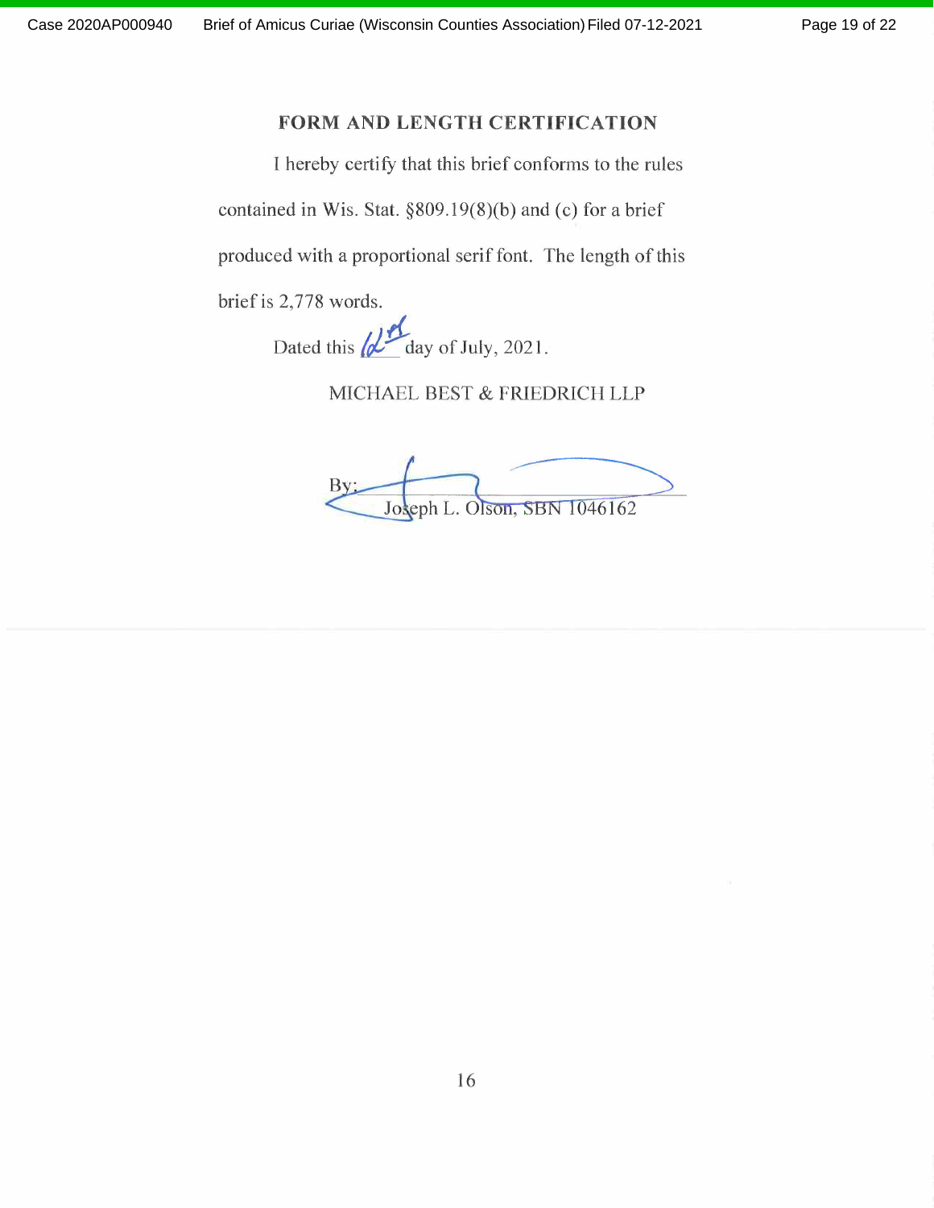## FORM AND LENGTH CERTIFICATION

I hereby certify that this brief conforms to the rules contained in Wis. Stat. §809.19(8)(b) and (c) for a brief produced with a proportional serif font. The length of this brief is 2,778 words.

Dated this 12th day of July, 2021.

MICHAEL BEST & FRIEDRICH LLP

By: ______________________
Joseph L. Olson, SBN 1046162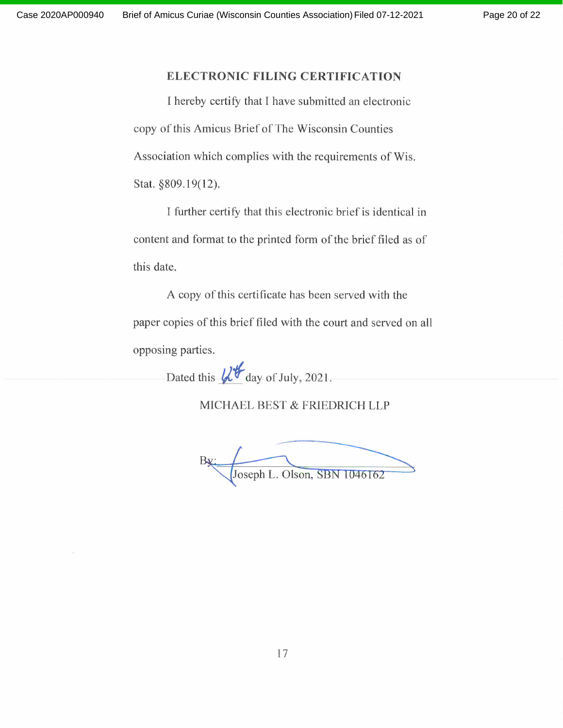## ELECTRONIC FILING CERTIFICATION

I hereby certify that I have submitted an electronic copy of this Amicus Brief of The Wisconsin Counties Association which complies with the requirements of Wis. Stat. §809.19(12).

I further certify that this electronic brief is identical in content and format to the printed form of the brief filed as of this date.

A copy of this certificate has been served with the paper copies of this brief filed with the court and served on all opposing parties.

Dated this 6th day of July, 2021.

MICHAEL BEST & FRIEDRICH LLP

By: ______________________
Joseph L. Olson, SBN 1046162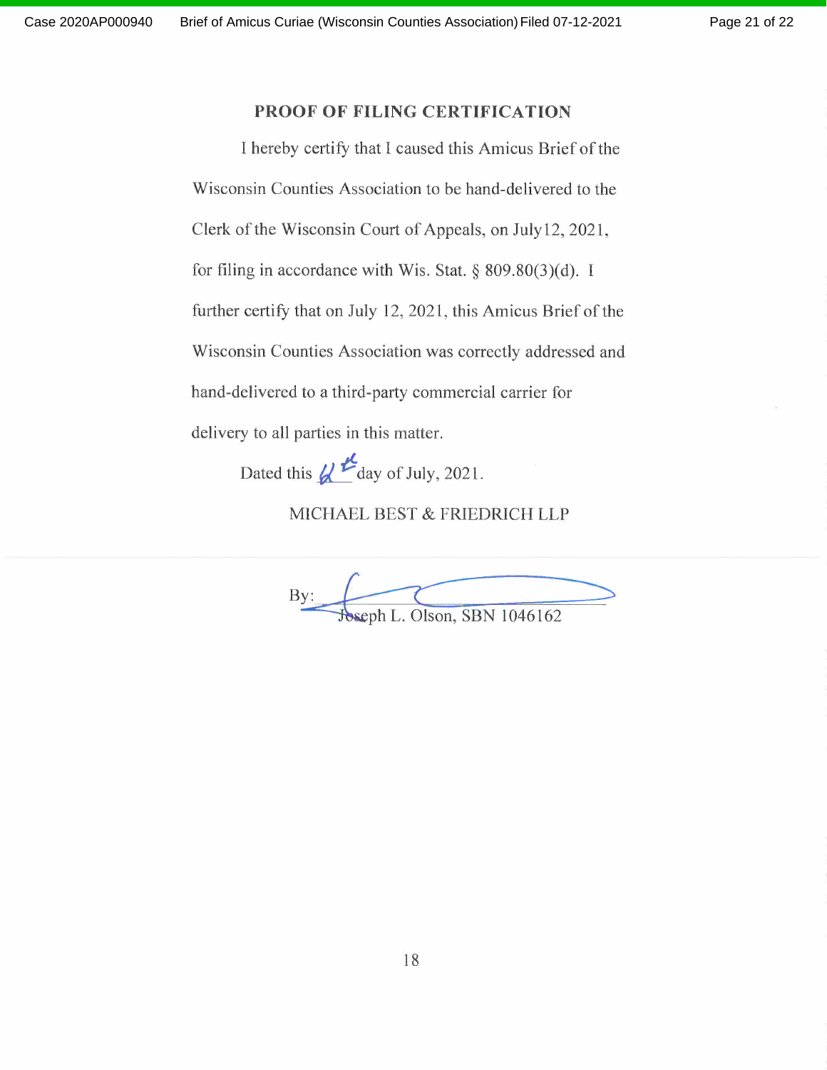## PROOF OF FILING CERTIFICATION

I hereby certify that I caused this Amicus Brief of the Wisconsin Counties Association to be hand-delivered to the Clerk of the Wisconsin Court of Appeals, on July12, 2021, for filing in accordance with Wis. Stat. § 809.80(3)(d). I further certify that on July 12, 2021, this Amicus Brief of the Wisconsin Counties Association was correctly addressed and hand-delivered to a third-party commercial carrier for delivery to all parties in this matter.

Dated this 12th day of July, 2021.

MICHAEL BEST & FRIEDRICH LLP

By: ______________________
Joseph L. Olson, SBN 1046162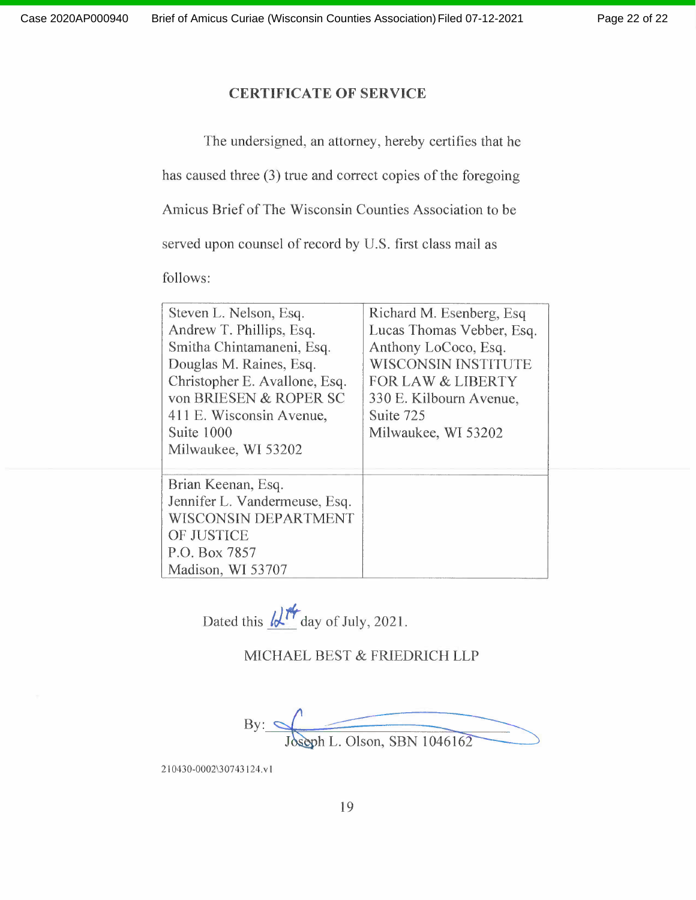## CERTIFICATE OF SERVICE

The undersigned, an attorney, hereby certifies that he has caused three (3) true and correct copies of the foregoing Amicus Brief of The Wisconsin Counties Association to be served upon counsel of record by U.S. first class mail as follows:

| | |
|---|---|
| Steven L. Nelson, Esq.<br>Andrew T. Phillips, Esq.<br>Smitha Chintamaneni, Esq.<br>Douglas M. Raines, Esq.<br>Christopher E. Avallone, Esq.<br>von BRIESEN & ROPER SC<br>411 E. Wisconsin Avenue,<br>Suite 1000<br>Milwaukee, WI 53202 | Richard M. Esenberg, Esq<br>Lucas Thomas Vebber, Esq.<br>Anthony LoCoco, Esq.<br>WISCONSIN INSTITUTE FOR LAW & LIBERTY<br>330 E. Kilbourn Avenue,<br>Suite 725<br>Milwaukee, WI 53202 |
| Brian Keenan, Esq.<br>Jennifer L. Vandermeuse, Esq.<br>WISCONSIN DEPARTMENT OF JUSTICE<br>P.O. Box 7857<br>Madison, WI 53707 | |

Dated this 12th day of July, 2021.

MICHAEL BEST & FRIEDRICH LLP

By: ______________________
Joseph L. Olson, SBN 1046162

210430-0002\30743124.v1